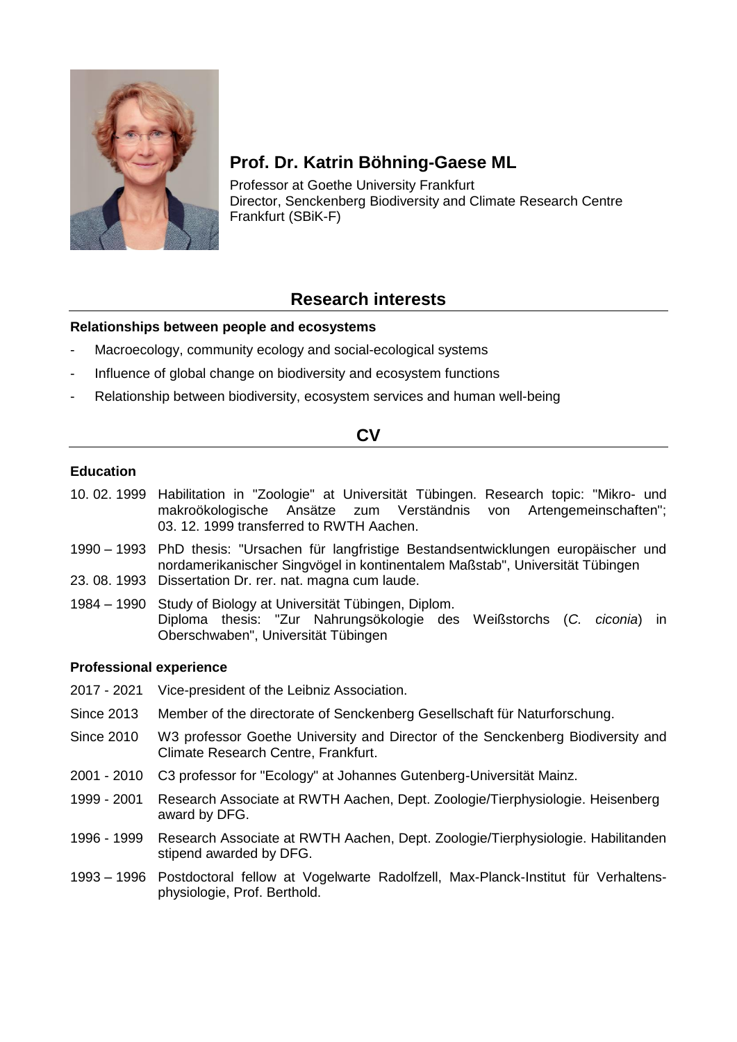# Prof. Dr. Katrin Böhning-Gaese ML

Professor at Goethe University Frankfurt
Director, Senckenberg Biodiversity and Climate Research Centre Frankfurt (SBiK-F)

## Research interests

**Relationships between people and ecosystems**

- Macroecology, community ecology and social-ecological systems
- Influence of global change on biodiversity and ecosystem functions
- Relationship between biodiversity, ecosystem services and human well-being

## CV

### Education

| | |
|---|---|
| 10. 02. 1999 | Habilitation in "Zoologie" at Universität Tübingen. Research topic: "Mikro- und makroökologische Ansätze zum Verständnis von Artengemeinschaften"; 03. 12. 1999 transferred to RWTH Aachen. |
| 1990 – 1993 | PhD thesis: "Ursachen für langfristige Bestandsentwicklungen europäischer und nordamerikanischer Singvögel in kontinentalem Maßstab", Universität Tübingen |
| 23. 08. 1993 | Dissertation Dr. rer. nat. magna cum laude. |
| 1984 – 1990 | Study of Biology at Universität Tübingen, Diplom. Diploma thesis: "Zur Nahrungsökologie des Weißstorchs (*C. ciconia*) in Oberschwaben", Universität Tübingen |

### Professional experience

| | |
|---|---|
| 2017 - 2021 | Vice-president of the Leibniz Association. |
| Since 2013 | Member of the directorate of Senckenberg Gesellschaft für Naturforschung. |
| Since 2010 | W3 professor Goethe University and Director of the Senckenberg Biodiversity and Climate Research Centre, Frankfurt. |
| 2001 - 2010 | C3 professor for "Ecology" at Johannes Gutenberg-Universität Mainz. |
| 1999 - 2001 | Research Associate at RWTH Aachen, Dept. Zoologie/Tierphysiologie. Heisenberg award by DFG. |
| 1996 - 1999 | Research Associate at RWTH Aachen, Dept. Zoologie/Tierphysiologie. Habilitanden stipend awarded by DFG. |
| 1993 – 1996 | Postdoctoral fellow at Vogelwarte Radolfzell, Max-Planck-Institut für Verhaltens-physiologie, Prof. Berthold. |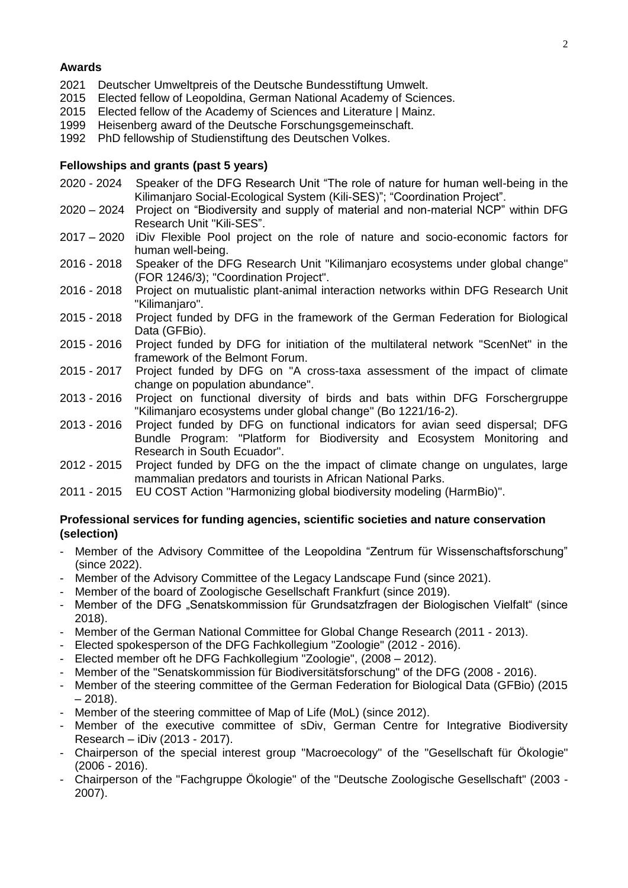**Awards**

2021 Deutscher Umweltpreis of the Deutsche Bundesstiftung Umwelt.
2015 Elected fellow of Leopoldina, German National Academy of Sciences.
2015 Elected fellow of the Academy of Sciences and Literature | Mainz.
1999 Heisenberg award of the Deutsche Forschungsgemeinschaft.
1992 PhD fellowship of Studienstiftung des Deutschen Volkes.

**Fellowships and grants (past 5 years)**

2020 - 2024 Speaker of the DFG Research Unit "The role of nature for human well-being in the Kilimanjaro Social-Ecological System (Kili-SES)"; "Coordination Project".
2020 – 2024 Project on "Biodiversity and supply of material and non-material NCP" within DFG Research Unit "Kili-SES".
2017 – 2020 iDiv Flexible Pool project on the role of nature and socio-economic factors for human well-being.
2016 - 2018 Speaker of the DFG Research Unit "Kilimanjaro ecosystems under global change" (FOR 1246/3); "Coordination Project".
2016 - 2018 Project on mutualistic plant-animal interaction networks within DFG Research Unit "Kilimanjaro".
2015 - 2018 Project funded by DFG in the framework of the German Federation for Biological Data (GFBio).
2015 - 2016 Project funded by DFG for initiation of the multilateral network "ScenNet" in the framework of the Belmont Forum.
2015 - 2017 Project funded by DFG on "A cross-taxa assessment of the impact of climate change on population abundance".
2013 - 2016 Project on functional diversity of birds and bats within DFG Forschergruppe "Kilimanjaro ecosystems under global change" (Bo 1221/16-2).
2013 - 2016 Project funded by DFG on functional indicators for avian seed dispersal; DFG Bundle Program: "Platform for Biodiversity and Ecosystem Monitoring and Research in South Ecuador".
2012 - 2015 Project funded by DFG on the impact of climate change on ungulates, large mammalian predators and tourists in African National Parks.
2011 - 2015 EU COST Action "Harmonizing global biodiversity modeling (HarmBio)".

**Professional services for funding agencies, scientific societies and nature conservation (selection)**

- Member of the Advisory Committee of the Leopoldina "Zentrum für Wissenschaftsforschung" (since 2022).
- Member of the Advisory Committee of the Legacy Landscape Fund (since 2021).
- Member of the board of Zoologische Gesellschaft Frankfurt (since 2019).
- Member of the DFG „Senatskommission für Grundsatzfragen der Biologischen Vielfalt" (since 2018).
- Member of the German National Committee for Global Change Research (2011 - 2013).
- Elected spokesperson of the DFG Fachkollegium "Zoologie" (2012 - 2016).
- Elected member oft he DFG Fachkollegium "Zoologie", (2008 – 2012).
- Member of the "Senatskommission für Biodiversitätsforschung" of the DFG (2008 - 2016).
- Member of the steering committee of the German Federation for Biological Data (GFBio) (2015 – 2018).
- Member of the steering committee of Map of Life (MoL) (since 2012).
- Member of the executive committee of sDiv, German Centre for Integrative Biodiversity Research – iDiv (2013 - 2017).
- Chairperson of the special interest group "Macroecology" of the "Gesellschaft für Ökologie" (2006 - 2016).
- Chairperson of the "Fachgruppe Ökologie" of the "Deutsche Zoologische Gesellschaft" (2003 - 2007).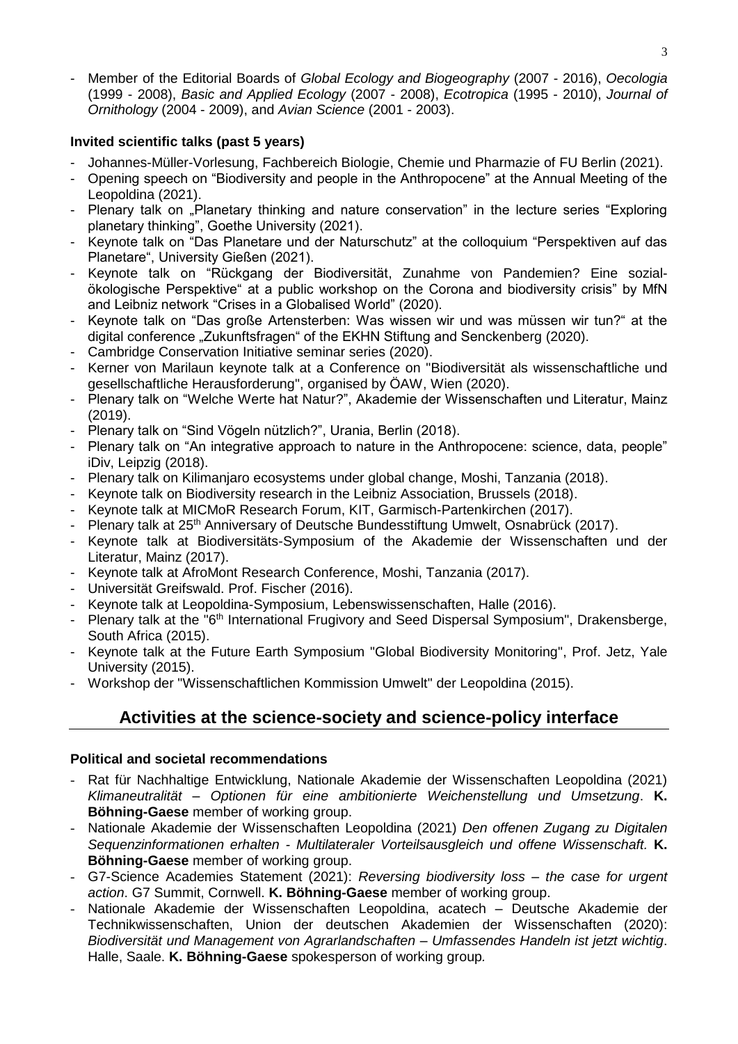- Member of the Editorial Boards of *Global Ecology and Biogeography* (2007 - 2016), *Oecologia* (1999 - 2008), *Basic and Applied Ecology* (2007 - 2008), *Ecotropica* (1995 - 2010), *Journal of Ornithology* (2004 - 2009), and *Avian Science* (2001 - 2003).

**Invited scientific talks (past 5 years)**

- Johannes-Müller-Vorlesung, Fachbereich Biologie, Chemie und Pharmazie of FU Berlin (2021).
- Opening speech on "Biodiversity and people in the Anthropocene" at the Annual Meeting of the Leopoldina (2021).
- Plenary talk on „Planetary thinking and nature conservation" in the lecture series "Exploring planetary thinking", Goethe University (2021).
- Keynote talk on "Das Planetare und der Naturschutz" at the colloquium "Perspektiven auf das Planetare", University Gießen (2021).
- Keynote talk on "Rückgang der Biodiversität, Zunahme von Pandemien? Eine sozial-ökologische Perspektive" at a public workshop on the Corona and biodiversity crisis" by MfN and Leibniz network "Crises in a Globalised World" (2020).
- Keynote talk on "Das große Artensterben: Was wissen wir und was müssen wir tun?" at the digital conference „Zukunftsfragen" of the EKHN Stiftung and Senckenberg (2020).
- Cambridge Conservation Initiative seminar series (2020).
- Kerner von Marilaun keynote talk at a Conference on "Biodiversität als wissenschaftliche und gesellschaftliche Herausforderung", organised by ÖAW, Wien (2020).
- Plenary talk on "Welche Werte hat Natur?", Akademie der Wissenschaften und Literatur, Mainz (2019).
- Plenary talk on "Sind Vögeln nützlich?", Urania, Berlin (2018).
- Plenary talk on "An integrative approach to nature in the Anthropocene: science, data, people" iDiv, Leipzig (2018).
- Plenary talk on Kilimanjaro ecosystems under global change, Moshi, Tanzania (2018).
- Keynote talk on Biodiversity research in the Leibniz Association, Brussels (2018).
- Keynote talk at MICMoR Research Forum, KIT, Garmisch-Partenkirchen (2017).
- Plenary talk at 25th Anniversary of Deutsche Bundesstiftung Umwelt, Osnabrück (2017).
- Keynote talk at Biodiversitäts-Symposium of the Akademie der Wissenschaften und der Literatur, Mainz (2017).
- Keynote talk at AfroMont Research Conference, Moshi, Tanzania (2017).
- Universität Greifswald. Prof. Fischer (2016).
- Keynote talk at Leopoldina-Symposium, Lebenswissenschaften, Halle (2016).
- Plenary talk at the "6th International Frugivory and Seed Dispersal Symposium", Drakensberge, South Africa (2015).
- Keynote talk at the Future Earth Symposium "Global Biodiversity Monitoring", Prof. Jetz, Yale University (2015).
- Workshop der "Wissenschaftlichen Kommission Umwelt" der Leopoldina (2015).

## Activities at the science-society and science-policy interface

**Political and societal recommendations**

- Rat für Nachhaltige Entwicklung, Nationale Akademie der Wissenschaften Leopoldina (2021) *Klimaneutralität – Optionen für eine ambitionierte Weichenstellung und Umsetzung*. **K. Böhning-Gaese** member of working group.
- Nationale Akademie der Wissenschaften Leopoldina (2021) *Den offenen Zugang zu Digitalen Sequenzinformationen erhalten - Multilateraler Vorteilsausgleich und offene Wissenschaft.* **K. Böhning-Gaese** member of working group.
- G7-Science Academies Statement (2021): *Reversing biodiversity loss – the case for urgent action*. G7 Summit, Cornwell. **K. Böhning-Gaese** member of working group.
- Nationale Akademie der Wissenschaften Leopoldina, acatech – Deutsche Akademie der Technikwissenschaften, Union der deutschen Akademien der Wissenschaften (2020): *Biodiversität und Management von Agrarlandschaften – Umfassendes Handeln ist jetzt wichtig*. Halle, Saale. **K. Böhning-Gaese** spokesperson of working group*.*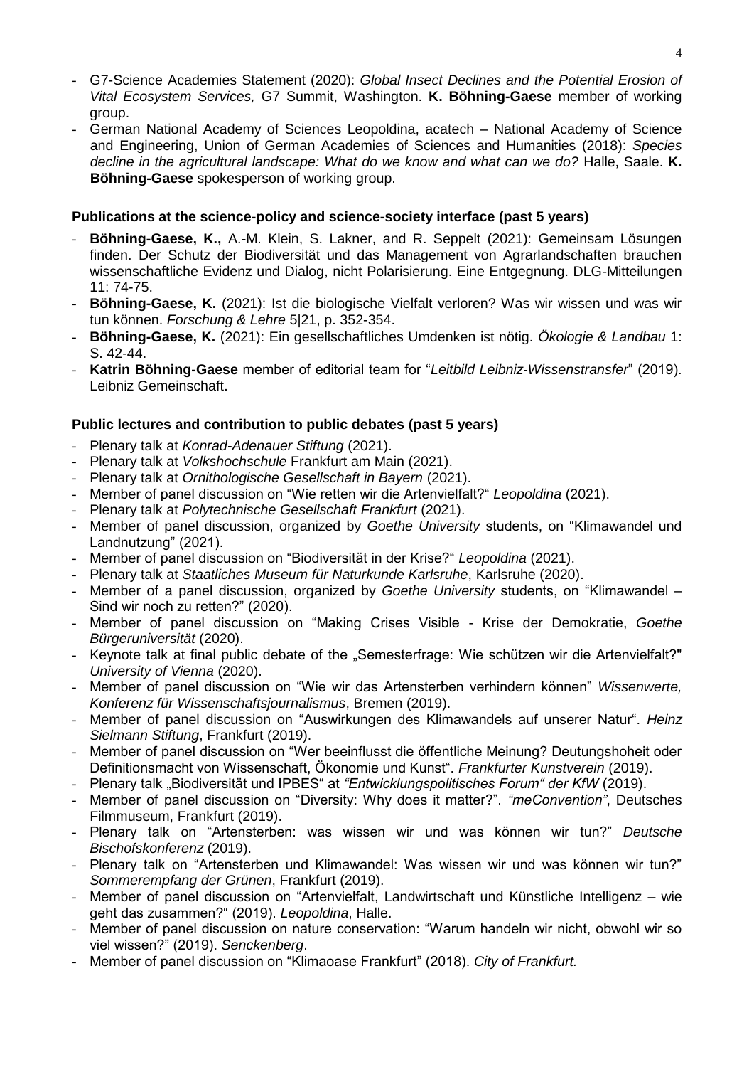- G7-Science Academies Statement (2020): *Global Insect Declines and the Potential Erosion of Vital Ecosystem Services,* G7 Summit, Washington. **K. Böhning-Gaese** member of working group.
- German National Academy of Sciences Leopoldina, acatech – National Academy of Science and Engineering, Union of German Academies of Sciences and Humanities (2018): *Species decline in the agricultural landscape: What do we know and what can we do?* Halle, Saale. **K. Böhning-Gaese** spokesperson of working group.

**Publications at the science-policy and science-society interface (past 5 years)**

- **Böhning-Gaese, K.,** A.-M. Klein, S. Lakner, and R. Seppelt (2021): Gemeinsam Lösungen finden. Der Schutz der Biodiversität und das Management von Agrarlandschaften brauchen wissenschaftliche Evidenz und Dialog, nicht Polarisierung. Eine Entgegnung. DLG-Mitteilungen 11: 74-75.
- **Böhning-Gaese, K.** (2021): Ist die biologische Vielfalt verloren? Was wir wissen und was wir tun können. *Forschung & Lehre* 5|21, p. 352-354.
- **Böhning-Gaese, K.** (2021): Ein gesellschaftliches Umdenken ist nötig. *Ökologie & Landbau* 1: S. 42-44.
- **Katrin Böhning-Gaese** member of editorial team for "*Leitbild Leibniz-Wissenstransfer*" (2019). Leibniz Gemeinschaft.

**Public lectures and contribution to public debates (past 5 years)**

- Plenary talk at *Konrad-Adenauer Stiftung* (2021).
- Plenary talk at *Volkshochschule* Frankfurt am Main (2021).
- Plenary talk at *Ornithologische Gesellschaft in Bayern* (2021).
- Member of panel discussion on "Wie retten wir die Artenvielfalt?" *Leopoldina* (2021).
- Plenary talk at *Polytechnische Gesellschaft Frankfurt* (2021).
- Member of panel discussion, organized by *Goethe University* students, on "Klimawandel und Landnutzung" (2021).
- Member of panel discussion on "Biodiversität in der Krise?" *Leopoldina* (2021).
- Plenary talk at *Staatliches Museum für Naturkunde Karlsruhe*, Karlsruhe (2020).
- Member of a panel discussion, organized by *Goethe University* students, on "Klimawandel – Sind wir noch zu retten?" (2020).
- Member of panel discussion on "Making Crises Visible - Krise der Demokratie, *Goethe Bürgeruniversität* (2020).
- Keynote talk at final public debate of the „Semesterfrage: Wie schützen wir die Artenvielfalt?" *University of Vienna* (2020).
- Member of panel discussion on "Wie wir das Artensterben verhindern können" *Wissenwerte, Konferenz für Wissenschaftsjournalismus*, Bremen (2019).
- Member of panel discussion on "Auswirkungen des Klimawandels auf unserer Natur". *Heinz Sielmann Stiftung*, Frankfurt (2019).
- Member of panel discussion on "Wer beeinflusst die öffentliche Meinung? Deutungshoheit oder Definitionsmacht von Wissenschaft, Ökonomie und Kunst". *Frankfurter Kunstverein* (2019).
- Plenary talk „Biodiversität und IPBES" at *"Entwicklungspolitisches Forum" der KfW* (2019).
- Member of panel discussion on "Diversity: Why does it matter?". *"meConvention"*, Deutsches Filmmuseum, Frankfurt (2019).
- Plenary talk on "Artensterben: was wissen wir und was können wir tun?" *Deutsche Bischofskonferenz* (2019).
- Plenary talk on "Artensterben und Klimawandel: Was wissen wir und was können wir tun?" *Sommerempfang der Grünen*, Frankfurt (2019).
- Member of panel discussion on "Artenvielfalt, Landwirtschaft und Künstliche Intelligenz – wie geht das zusammen?" (2019). *Leopoldina*, Halle.
- Member of panel discussion on nature conservation: "Warum handeln wir nicht, obwohl wir so viel wissen?" (2019). *Senckenberg*.
- Member of panel discussion on "Klimaoase Frankfurt" (2018). *City of Frankfurt.*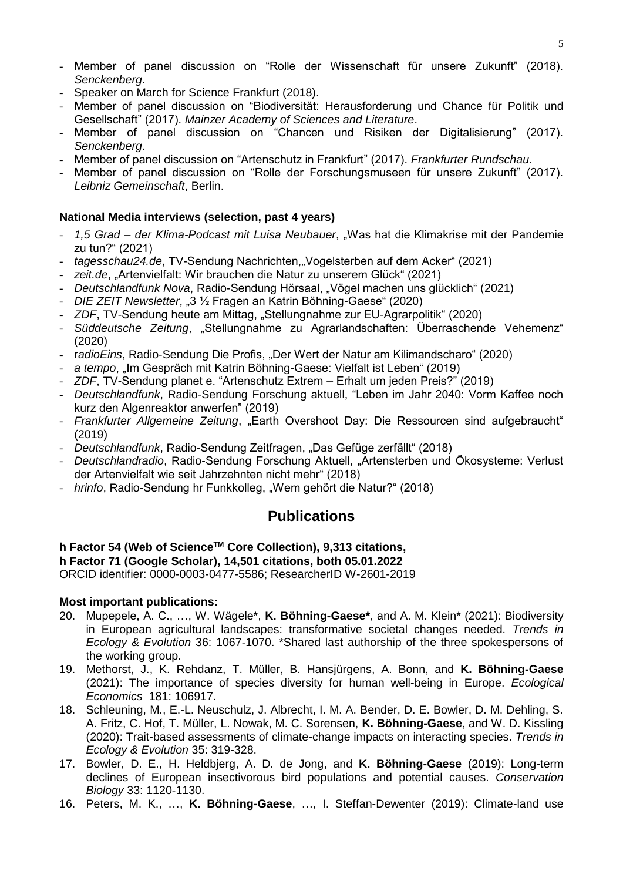- Member of panel discussion on “Rolle der Wissenschaft für unsere Zukunft” (2018). *Senckenberg*.
- Speaker on March for Science Frankfurt (2018).
- Member of panel discussion on “Biodiversität: Herausforderung und Chance für Politik und Gesellschaft” (2017). *Mainzer Academy of Sciences and Literature*.
- Member of panel discussion on “Chancen und Risiken der Digitalisierung” (2017). *Senckenberg*.
- Member of panel discussion on “Artenschutz in Frankfurt” (2017). *Frankfurter Rundschau.*
- Member of panel discussion on “Rolle der Forschungsmuseen für unsere Zukunft” (2017). *Leibniz Gemeinschaft*, Berlin.

**National Media interviews (selection, past 4 years)**

- *1,5 Grad – der Klima-Podcast mit Luisa Neubauer*, „Was hat die Klimakrise mit der Pandemie zu tun?“ (2021)
- *tagesschau24.de*, TV-Sendung Nachrichten„Vogelsterben auf dem Acker“ (2021)
- *zeit.de*, „Artenvielfalt: Wir brauchen die Natur zu unserem Glück“ (2021)
- *Deutschlandfunk Nova*, Radio-Sendung Hörsaal, „Vögel machen uns glücklich“ (2021)
- *DIE ZEIT Newsletter*, „3 ½ Fragen an Katrin Böhning-Gaese“ (2020)
- *ZDF*, TV-Sendung heute am Mittag, „Stellungnahme zur EU-Agrarpolitik“ (2020)
- *Süddeutsche Zeitung*, „Stellungnahme zu Agrarlandschaften: Überraschende Vehemenz“ (2020)
- *radioEins*, Radio-Sendung Die Profis, „Der Wert der Natur am Kilimandscharo“ (2020)
- *a tempo*, „Im Gespräch mit Katrin Böhning-Gaese: Vielfalt ist Leben“ (2019)
- *ZDF*, TV-Sendung planet e. “Artenschutz Extrem – Erhalt um jeden Preis?” (2019)
- *Deutschlandfunk*, Radio-Sendung Forschung aktuell, “Leben im Jahr 2040: Vorm Kaffee noch kurz den Algenreaktor anwerfen” (2019)
- *Frankfurter Allgemeine Zeitung*, „Earth Overshoot Day: Die Ressourcen sind aufgebraucht“ (2019)
- *Deutschlandfunk*, Radio-Sendung Zeitfragen, „Das Gefüge zerfällt“ (2018)
- *Deutschlandradio*, Radio-Sendung Forschung Aktuell, „Artensterben und Ökosysteme: Verlust der Artenvielfalt wie seit Jahrzehnten nicht mehr“ (2018)
- *hrinfo*, Radio-Sendung hr Funkkolleg, „Wem gehört die Natur?“ (2018)

## Publications

**h Factor 54 (Web of Science™ Core Collection), 9,313 citations,**
**h Factor 71 (Google Scholar), 14,501 citations, both 05.01.2022**
ORCID identifier: 0000-0003-0477-5586; ResearcherID W-2601-2019

**Most important publications:**

20. Mupepele, A. C., …, W. Wägele\*, **K. Böhning-Gaese\***, and A. M. Klein\* (2021): Biodiversity in European agricultural landscapes: transformative societal changes needed. *Trends in Ecology & Evolution* 36: 1067-1070. \*Shared last authorship of the three spokespersons of the working group.
19. Methorst, J., K. Rehdanz, T. Müller, B. Hansjürgens, A. Bonn, and **K. Böhning-Gaese** (2021): The importance of species diversity for human well-being in Europe. *Ecological Economics* 181: 106917.
18. Schleuning, M., E.-L. Neuschulz, J. Albrecht, I. M. A. Bender, D. E. Bowler, D. M. Dehling, S. A. Fritz, C. Hof, T. Müller, L. Nowak, M. C. Sorensen, **K. Böhning-Gaese**, and W. D. Kissling (2020): Trait-based assessments of climate-change impacts on interacting species. *Trends in Ecology & Evolution* 35: 319-328.
17. Bowler, D. E., H. Heldbjerg, A. D. de Jong, and **K. Böhning-Gaese** (2019): Long-term declines of European insectivorous bird populations and potential causes. *Conservation Biology* 33: 1120-1130.
16. Peters, M. K., …, **K. Böhning-Gaese**, …, I. Steffan-Dewenter (2019): Climate-land use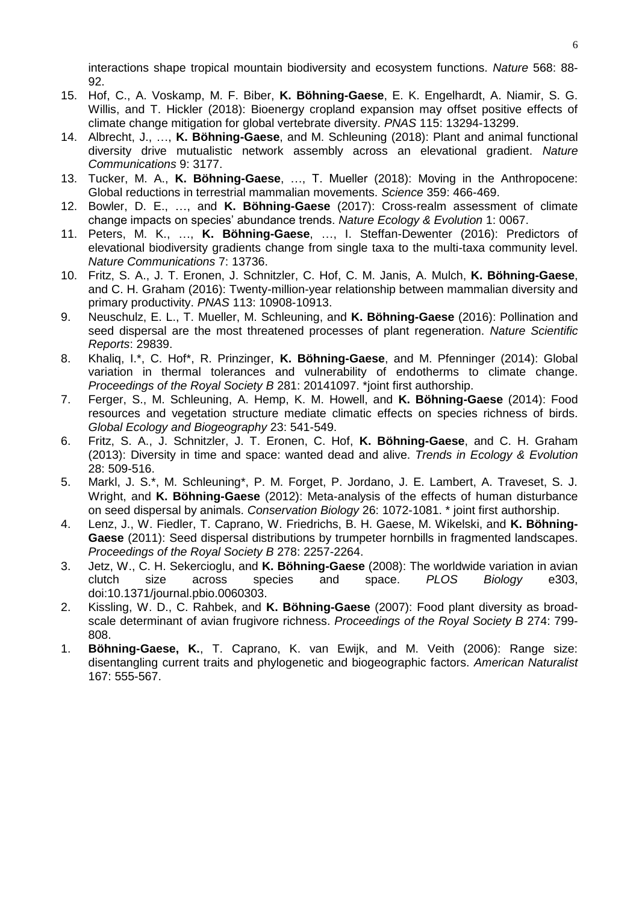interactions shape tropical mountain biodiversity and ecosystem functions. *Nature* 568: 88-92.

15. Hof, C., A. Voskamp, M. F. Biber, **K. Böhning-Gaese**, E. K. Engelhardt, A. Niamir, S. G. Willis, and T. Hickler (2018): Bioenergy cropland expansion may offset positive effects of climate change mitigation for global vertebrate diversity. *PNAS* 115: 13294-13299.
14. Albrecht, J., …, **K. Böhning-Gaese**, and M. Schleuning (2018): Plant and animal functional diversity drive mutualistic network assembly across an elevational gradient. *Nature Communications* 9: 3177.
13. Tucker, M. A., **K. Böhning-Gaese**, …, T. Mueller (2018): Moving in the Anthropocene: Global reductions in terrestrial mammalian movements. *Science* 359: 466-469.
12. Bowler, D. E., …, and **K. Böhning-Gaese** (2017): Cross-realm assessment of climate change impacts on species' abundance trends. *Nature Ecology & Evolution* 1: 0067.
11. Peters, M. K., …, **K. Böhning-Gaese**, …, I. Steffan-Dewenter (2016): Predictors of elevational biodiversity gradients change from single taxa to the multi-taxa community level. *Nature Communications* 7: 13736.
10. Fritz, S. A., J. T. Eronen, J. Schnitzler, C. Hof, C. M. Janis, A. Mulch, **K. Böhning-Gaese**, and C. H. Graham (2016): Twenty-million-year relationship between mammalian diversity and primary productivity. *PNAS* 113: 10908-10913.
9. Neuschulz, E. L., T. Mueller, M. Schleuning, and **K. Böhning-Gaese** (2016): Pollination and seed dispersal are the most threatened processes of plant regeneration. *Nature Scientific Reports*: 29839.
8. Khaliq, I.*, C. Hof*, R. Prinzinger, **K. Böhning-Gaese**, and M. Pfenninger (2014): Global variation in thermal tolerances and vulnerability of endotherms to climate change. *Proceedings of the Royal Society B* 281: 20141097. *joint first authorship.
7. Ferger, S., M. Schleuning, A. Hemp, K. M. Howell, and **K. Böhning-Gaese** (2014): Food resources and vegetation structure mediate climatic effects on species richness of birds. *Global Ecology and Biogeography* 23: 541-549.
6. Fritz, S. A., J. Schnitzler, J. T. Eronen, C. Hof, **K. Böhning-Gaese**, and C. H. Graham (2013): Diversity in time and space: wanted dead and alive. *Trends in Ecology & Evolution* 28: 509-516.
5. Markl, J. S.*, M. Schleuning*, P. M. Forget, P. Jordano, J. E. Lambert, A. Traveset, S. J. Wright, and **K. Böhning-Gaese** (2012): Meta-analysis of the effects of human disturbance on seed dispersal by animals. *Conservation Biology* 26: 1072-1081. * joint first authorship.
4. Lenz, J., W. Fiedler, T. Caprano, W. Friedrichs, B. H. Gaese, M. Wikelski, and **K. Böhning-Gaese** (2011): Seed dispersal distributions by trumpeter hornbills in fragmented landscapes. *Proceedings of the Royal Society B* 278: 2257-2264.
3. Jetz, W., C. H. Sekercioglu, and **K. Böhning-Gaese** (2008): The worldwide variation in avian clutch size across species and space. *PLOS Biology* e303, doi:10.1371/journal.pbio.0060303.
2. Kissling, W. D., C. Rahbek, and **K. Böhning-Gaese** (2007): Food plant diversity as broad-scale determinant of avian frugivore richness. *Proceedings of the Royal Society B* 274: 799-808.
1. **Böhning-Gaese, K.**, T. Caprano, K. van Ewijk, and M. Veith (2006): Range size: disentangling current traits and phylogenetic and biogeographic factors. *American Naturalist* 167: 555-567.